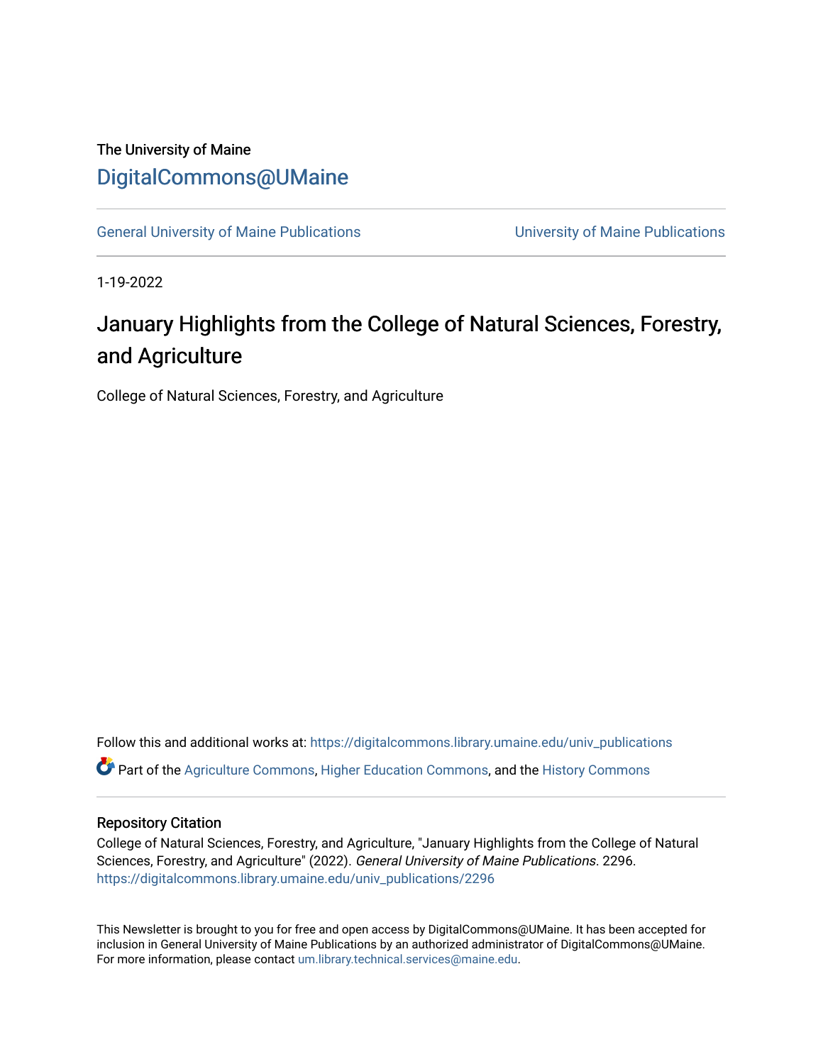The University of Maine

DigitalCommons@UMaine

General University of Maine Publications | University of Maine Publications

1-19-2022

# January Highlights from the College of Natural Sciences, Forestry, and Agriculture

College of Natural Sciences, Forestry, and Agriculture

Follow this and additional works at: https://digitalcommons.library.umaine.edu/univ_publications

Part of the Agriculture Commons, Higher Education Commons, and the History Commons

## Repository Citation

College of Natural Sciences, Forestry, and Agriculture, "January Highlights from the College of Natural Sciences, Forestry, and Agriculture" (2022). *General University of Maine Publications*. 2296.
https://digitalcommons.library.umaine.edu/univ_publications/2296

This Newsletter is brought to you for free and open access by DigitalCommons@UMaine. It has been accepted for inclusion in General University of Maine Publications by an authorized administrator of DigitalCommons@UMaine. For more information, please contact um.library.technical.services@maine.edu.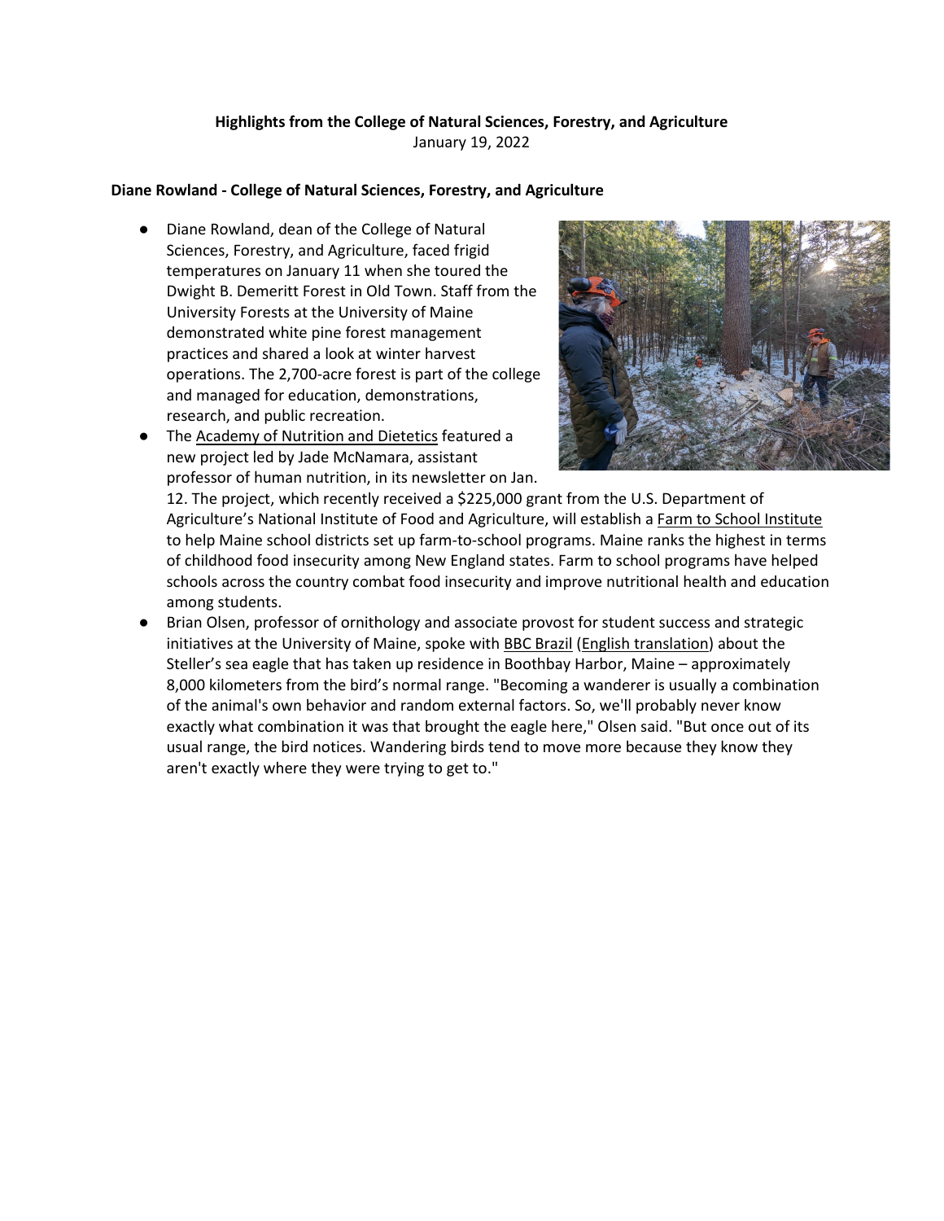**Highlights from the College of Natural Sciences, Forestry, and Agriculture**
January 19, 2022

**Diane Rowland - College of Natural Sciences, Forestry, and Agriculture**

- Diane Rowland, dean of the College of Natural Sciences, Forestry, and Agriculture, faced frigid temperatures on January 11 when she toured the Dwight B. Demeritt Forest in Old Town. Staff from the University Forests at the University of Maine demonstrated white pine forest management practices and shared a look at winter harvest operations. The 2,700-acre forest is part of the college and managed for education, demonstrations, research, and public recreation.
- The Academy of Nutrition and Dietetics featured a new project led by Jade McNamara, assistant professor of human nutrition, in its newsletter on Jan. 12. The project, which recently received a $225,000 grant from the U.S. Department of Agriculture's National Institute of Food and Agriculture, will establish a Farm to School Institute to help Maine school districts set up farm-to-school programs. Maine ranks the highest in terms of childhood food insecurity among New England states. Farm to school programs have helped schools across the country combat food insecurity and improve nutritional health and education among students.
- Brian Olsen, professor of ornithology and associate provost for student success and strategic initiatives at the University of Maine, spoke with BBC Brazil (English translation) about the Steller's sea eagle that has taken up residence in Boothbay Harbor, Maine – approximately 8,000 kilometers from the bird's normal range. "Becoming a wanderer is usually a combination of the animal's own behavior and random external factors. So, we'll probably never know exactly what combination it was that brought the eagle here," Olsen said. "But once out of its usual range, the bird notices. Wandering birds tend to move more because they know they aren't exactly where they were trying to get to."